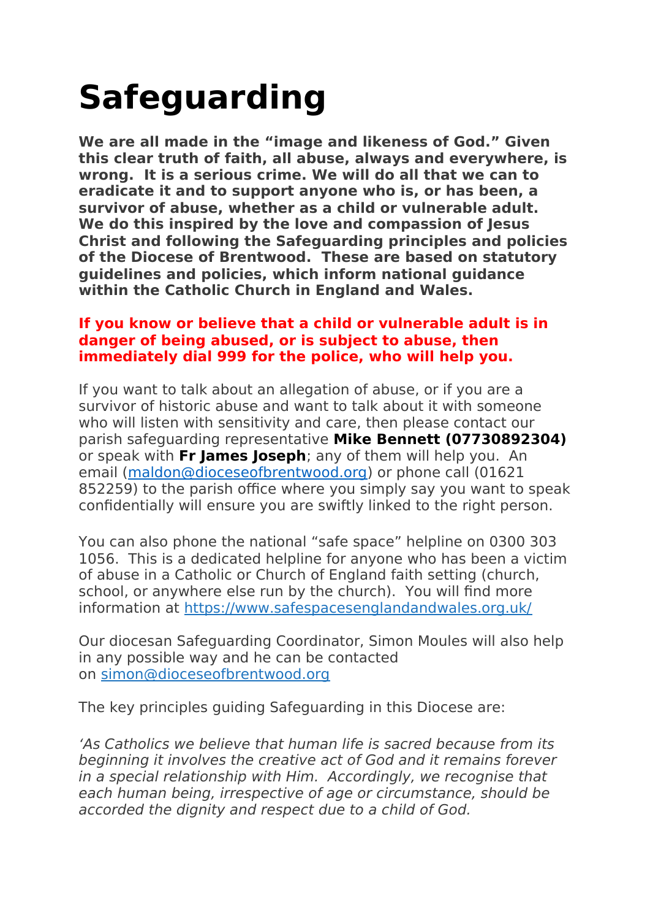# Safeguarding

**We are all made in the "image and likeness of God." Given this clear truth of faith, all abuse, always and everywhere, is wrong. It is a serious crime. We will do all that we can to eradicate it and to support anyone who is, or has been, a survivor of abuse, whether as a child or vulnerable adult. We do this inspired by the love and compassion of Jesus Christ and following the Safeguarding principles and policies of the Diocese of Brentwood. These are based on statutory guidelines and policies, which inform national guidance within the Catholic Church in England and Wales.**

**If you know or believe that a child or vulnerable adult is in danger of being abused, or is subject to abuse, then immediately dial 999 for the police, who will help you.**

If you want to talk about an allegation of abuse, or if you are a survivor of historic abuse and want to talk about it with someone who will listen with sensitivity and care, then please contact our parish safeguarding representative **Mike Bennett (07730892304)** or speak with **Fr James Joseph**; any of them will help you. An email (maldon@dioceseofbrentwood.org) or phone call (01621 852259) to the parish office where you simply say you want to speak confidentially will ensure you are swiftly linked to the right person.

You can also phone the national "safe space" helpline on 0300 303 1056. This is a dedicated helpline for anyone who has been a victim of abuse in a Catholic or Church of England faith setting (church, school, or anywhere else run by the church). You will find more information at https://www.safespacesenglandandwales.org.uk/

Our diocesan Safeguarding Coordinator, Simon Moules will also help in any possible way and he can be contacted on simon@dioceseofbrentwood.org

The key principles guiding Safeguarding in this Diocese are:

*'As Catholics we believe that human life is sacred because from its beginning it involves the creative act of God and it remains forever in a special relationship with Him. Accordingly, we recognise that each human being, irrespective of age or circumstance, should be accorded the dignity and respect due to a child of God.*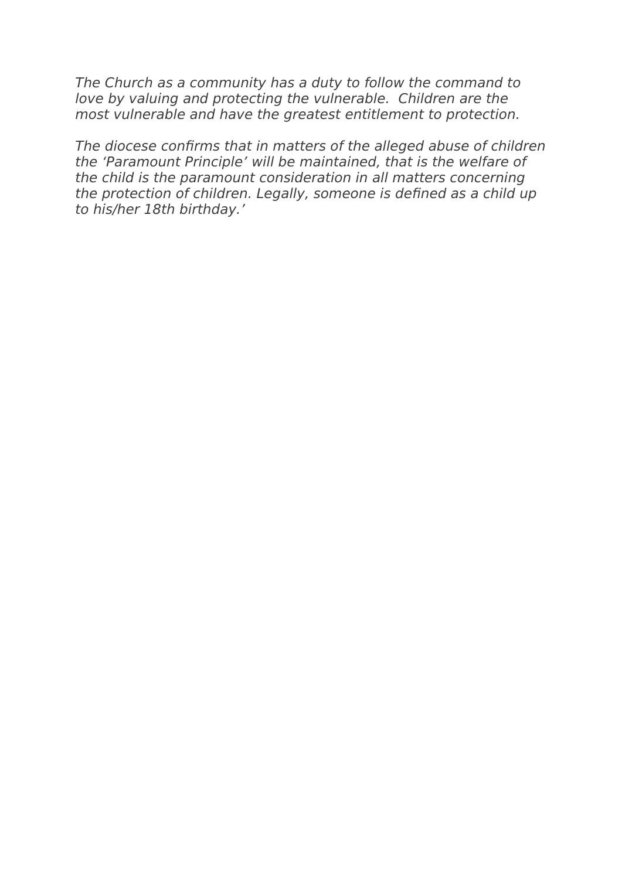*The Church as a community has a duty to follow the command to love by valuing and protecting the vulnerable.  Children are the most vulnerable and have the greatest entitlement to protection.*

*The diocese confirms that in matters of the alleged abuse of children the 'Paramount Principle' will be maintained, that is the welfare of the child is the paramount consideration in all matters concerning the protection of children. Legally, someone is defined as a child up to his/her 18th birthday.'*